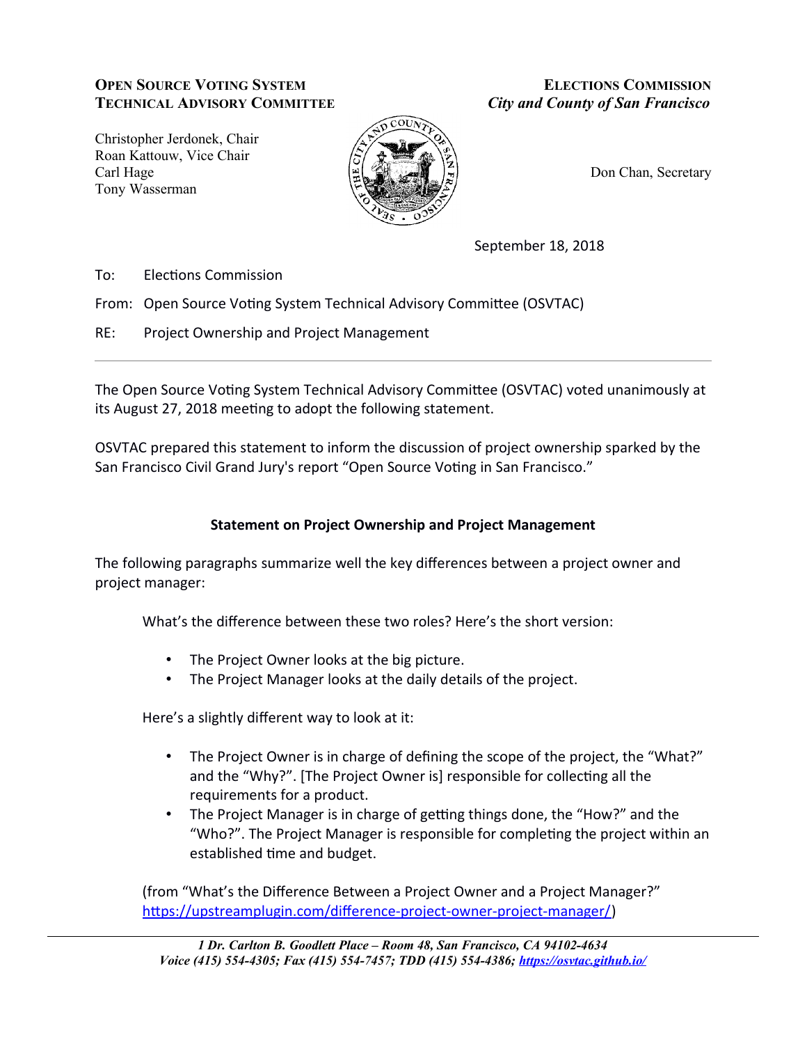**OPEN SOURCE VOTING SYSTEM TECHNICAL ADVISORY COMMITTEE**

Christopher Jerdonek, Chair
Roan Kattouw, Vice Chair
Carl Hage
Tony Wasserman

**ELECTIONS COMMISSION**
*City and County of San Francisco*

Don Chan, Secretary

September 18, 2018

To: Elections Commission

From: Open Source Voting System Technical Advisory Committee (OSVTAC)

RE: Project Ownership and Project Management

---

The Open Source Voting System Technical Advisory Committee (OSVTAC) voted unanimously at its August 27, 2018 meeting to adopt the following statement.

OSVTAC prepared this statement to inform the discussion of project ownership sparked by the San Francisco Civil Grand Jury's report "Open Source Voting in San Francisco."

## Statement on Project Ownership and Project Management

The following paragraphs summarize well the key differences between a project owner and project manager:

> What's the difference between these two roles? Here's the short version:
>
> - The Project Owner looks at the big picture.
> - The Project Manager looks at the daily details of the project.
>
> Here's a slightly different way to look at it:
>
> - The Project Owner is in charge of defining the scope of the project, the "What?" and the "Why?". [The Project Owner is] responsible for collecting all the requirements for a product.
> - The Project Manager is in charge of getting things done, the "How?" and the "Who?". The Project Manager is responsible for completing the project within an established time and budget.
>
> (from "What's the Difference Between a Project Owner and a Project Manager?" https://upstreamplugin.com/difference-project-owner-project-manager/)

*1 Dr. Carlton B. Goodlett Place – Room 48, San Francisco, CA 94102-4634*
*Voice (415) 554-4305; Fax (415) 554-7457; TDD (415) 554-4386; https://osvtac.github.io/*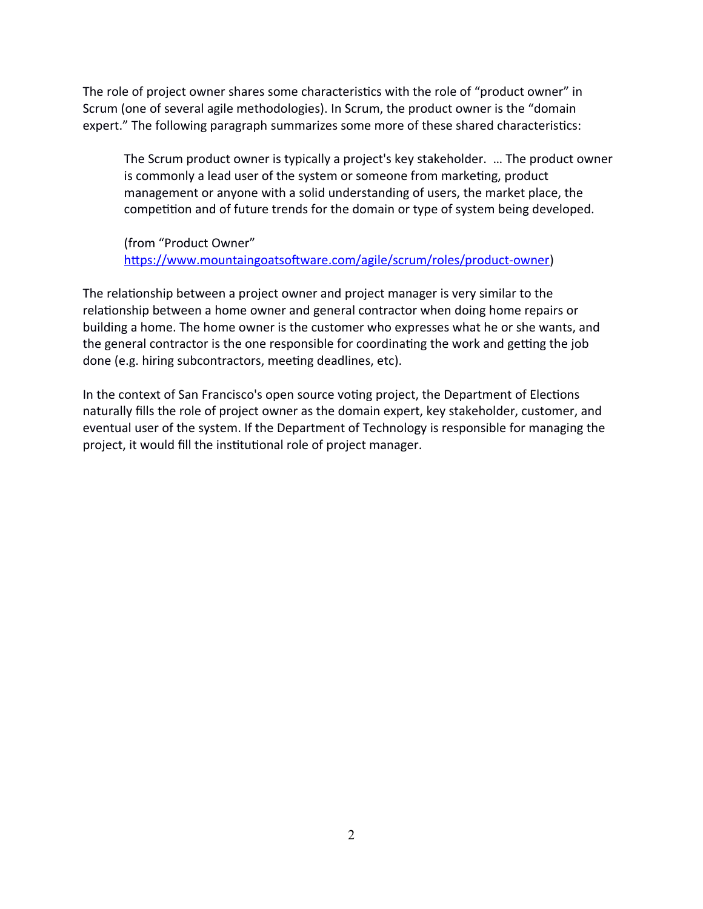The role of project owner shares some characteristics with the role of "product owner" in Scrum (one of several agile methodologies). In Scrum, the product owner is the "domain expert." The following paragraph summarizes some more of these shared characteristics:

> The Scrum product owner is typically a project's key stakeholder. … The product owner is commonly a lead user of the system or someone from marketing, product management or anyone with a solid understanding of users, the market place, the competition and of future trends for the domain or type of system being developed.
>
> (from "Product Owner" https://www.mountaingoatsoftware.com/agile/scrum/roles/product-owner)

The relationship between a project owner and project manager is very similar to the relationship between a home owner and general contractor when doing home repairs or building a home. The home owner is the customer who expresses what he or she wants, and the general contractor is the one responsible for coordinating the work and getting the job done (e.g. hiring subcontractors, meeting deadlines, etc).

In the context of San Francisco's open source voting project, the Department of Elections naturally fills the role of project owner as the domain expert, key stakeholder, customer, and eventual user of the system. If the Department of Technology is responsible for managing the project, it would fill the institutional role of project manager.